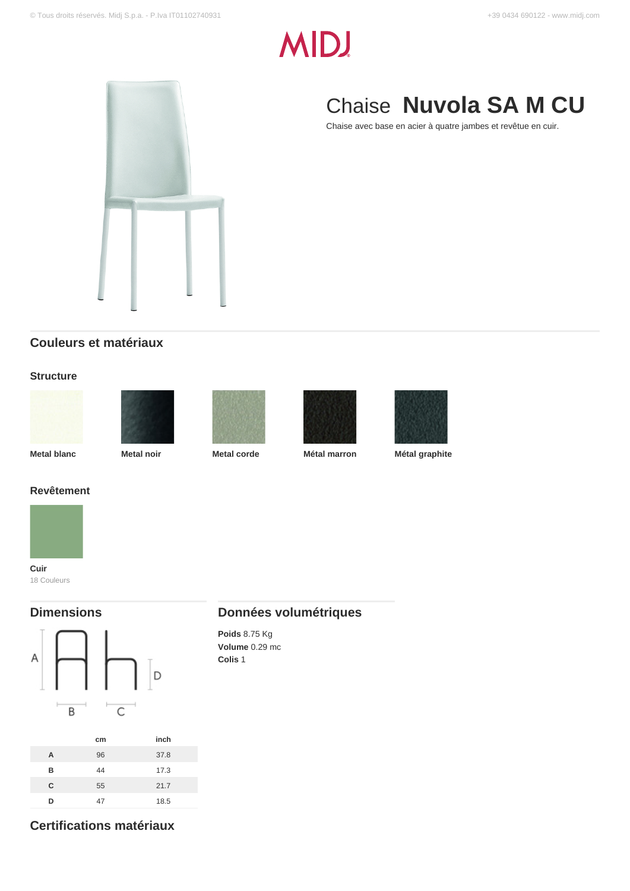# Chaise **Nuvola SA M CU**

Chaise avec base en acier à quatre jambes et revêtue en cuir.

## Couleurs et matériaux

### Structure

**Metal blanc**

**Metal noir**

**Metal corde**

**Métal marron**

**Métal graphite**

### Revêtement

**Cuir**
18 Couleurs

## Dimensions

| | cm | inch |
|---|---|---|
| **A** | 96 | 37.8 |
| **B** | 44 | 17.3 |
| **C** | 55 | 21.7 |
| **D** | 47 | 18.5 |

## Données volumétriques

**Poids** 8.75 Kg
**Volume** 0.29 mc
**Colis** 1

## Certifications matériaux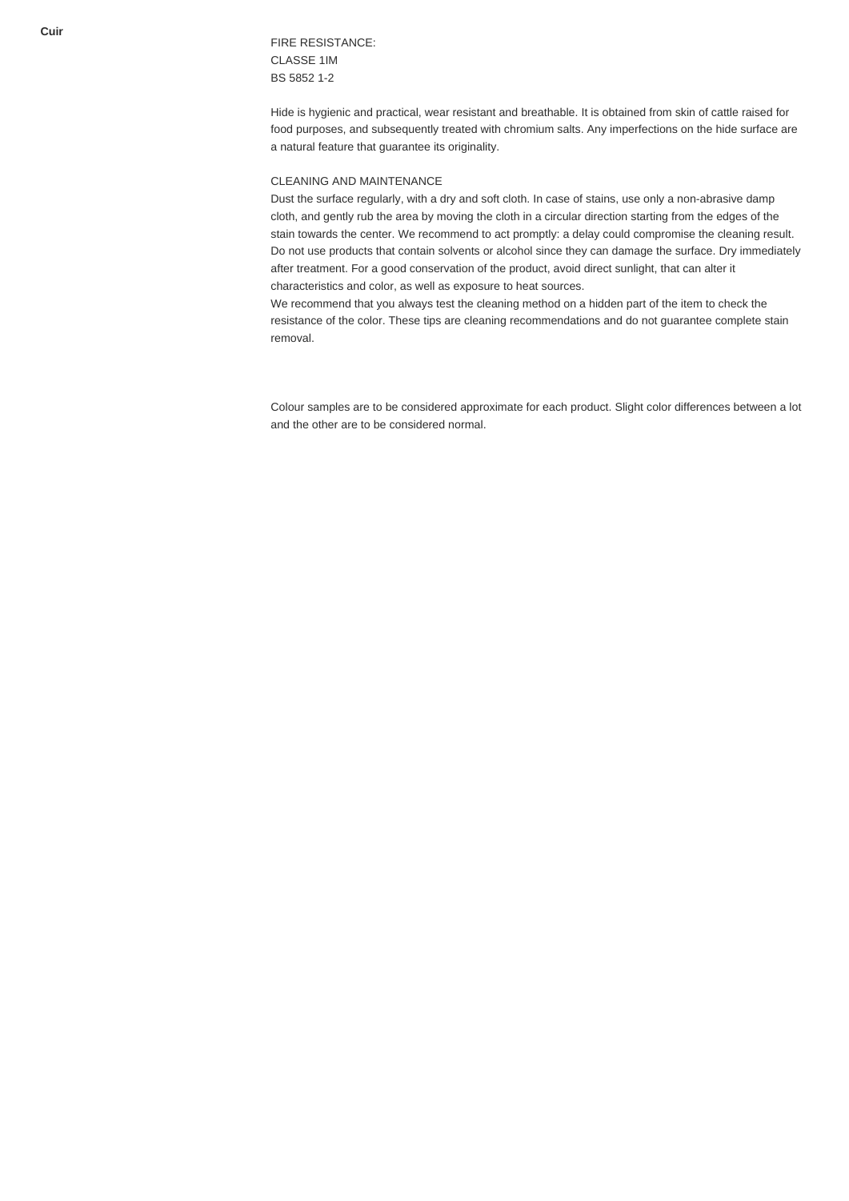**Cuir**

FIRE RESISTANCE:
CLASSE 1IM
BS 5852 1-2

Hide is hygienic and practical, wear resistant and breathable. It is obtained from skin of cattle raised for food purposes, and subsequently treated with chromium salts. Any imperfections on the hide surface are a natural feature that guarantee its originality.

CLEANING AND MAINTENANCE

Dust the surface regularly, with a dry and soft cloth. In case of stains, use only a non-abrasive damp cloth, and gently rub the area by moving the cloth in a circular direction starting from the edges of the stain towards the center. We recommend to act promptly: a delay could compromise the cleaning result. Do not use products that contain solvents or alcohol since they can damage the surface. Dry immediately after treatment. For a good conservation of the product, avoid direct sunlight, that can alter it characteristics and color, as well as exposure to heat sources.

We recommend that you always test the cleaning method on a hidden part of the item to check the resistance of the color. These tips are cleaning recommendations and do not guarantee complete stain removal.

Colour samples are to be considered approximate for each product. Slight color differences between a lot and the other are to be considered normal.